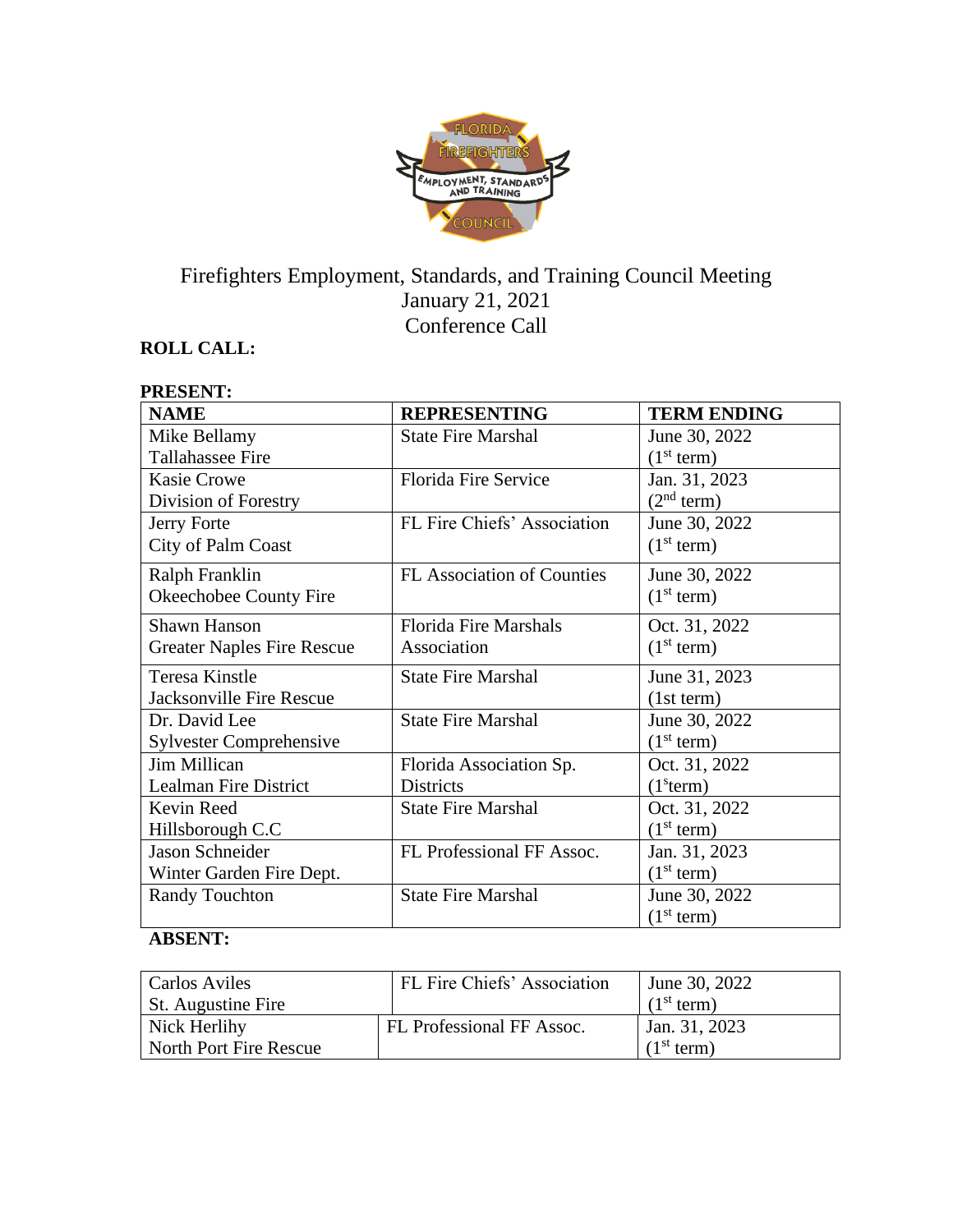# Firefighters Employment, Standards, and Training Council Meeting
## January 21, 2021
## Conference Call

**ROLL CALL:**

**PRESENT:**

| NAME | REPRESENTING | TERM ENDING |
|---|---|---|
| Mike Bellamy<br>Tallahassee Fire | State Fire Marshal | June 30, 2022<br>(1st term) |
| Kasie Crowe<br>Division of Forestry | Florida Fire Service | Jan. 31, 2023<br>(2nd term) |
| Jerry Forte<br>City of Palm Coast | FL Fire Chiefs' Association | June 30, 2022<br>(1st term) |
| Ralph Franklin<br>Okeechobee County Fire | FL Association of Counties | June 30, 2022<br>(1st term) |
| Shawn Hanson<br>Greater Naples Fire Rescue | Florida Fire Marshals Association | Oct. 31, 2022<br>(1st term) |
| Teresa Kinstle<br>Jacksonville Fire Rescue | State Fire Marshal | June 31, 2023<br>(1st term) |
| Dr. David Lee<br>Sylvester Comprehensive | State Fire Marshal | June 30, 2022<br>(1st term) |
| Jim Millican<br>Lealman Fire District | Florida Association Sp. Districts | Oct. 31, 2022<br>(1sterm) |
| Kevin Reed<br>Hillsborough C.C | State Fire Marshal | Oct. 31, 2022<br>(1st term) |
| Jason Schneider<br>Winter Garden Fire Dept. | FL Professional FF Assoc. | Jan. 31, 2023<br>(1st term) |
| Randy Touchton | State Fire Marshal | June 30, 2022<br>(1st term) |

**ABSENT:**

| | | |
|---|---|---|
| Carlos Aviles<br>St. Augustine Fire | FL Fire Chiefs' Association | June 30, 2022<br>(1st term) |
| Nick Herlihy<br>North Port Fire Rescue | FL Professional FF Assoc. | Jan. 31, 2023<br>(1st term) |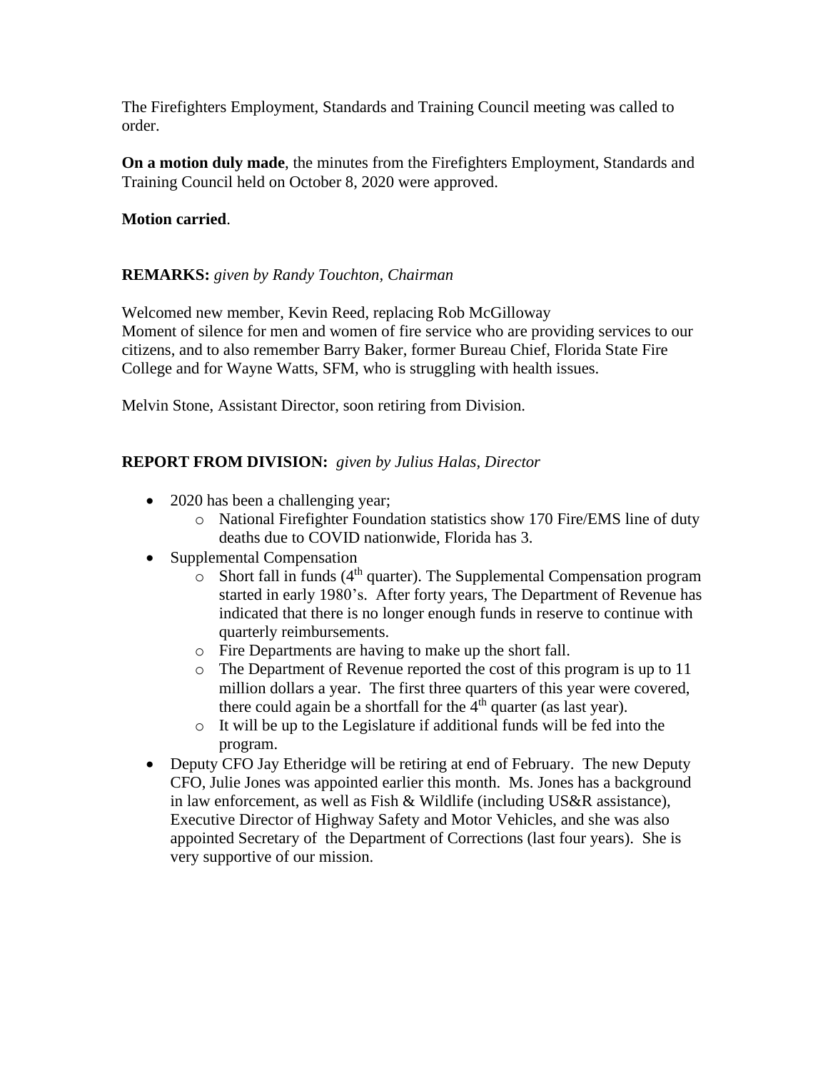The Firefighters Employment, Standards and Training Council meeting was called to order.

**On a motion duly made**, the minutes from the Firefighters Employment, Standards and Training Council held on October 8, 2020 were approved.

**Motion carried**.

**REMARKS:** *given by Randy Touchton, Chairman*

Welcomed new member, Kevin Reed, replacing Rob McGilloway
Moment of silence for men and women of fire service who are providing services to our citizens, and to also remember Barry Baker, former Bureau Chief, Florida State Fire College and for Wayne Watts, SFM, who is struggling with health issues.

Melvin Stone, Assistant Director, soon retiring from Division.

**REPORT FROM DIVISION:** *given by Julius Halas, Director*

- 2020 has been a challenging year;
  - National Firefighter Foundation statistics show 170 Fire/EMS line of duty deaths due to COVID nationwide, Florida has 3.
- Supplemental Compensation
  - Short fall in funds (4th quarter). The Supplemental Compensation program started in early 1980's. After forty years, The Department of Revenue has indicated that there is no longer enough funds in reserve to continue with quarterly reimbursements.
  - Fire Departments are having to make up the short fall.
  - The Department of Revenue reported the cost of this program is up to 11 million dollars a year. The first three quarters of this year were covered, there could again be a shortfall for the 4th quarter (as last year).
  - It will be up to the Legislature if additional funds will be fed into the program.
- Deputy CFO Jay Etheridge will be retiring at end of February. The new Deputy CFO, Julie Jones was appointed earlier this month. Ms. Jones has a background in law enforcement, as well as Fish & Wildlife (including US&R assistance), Executive Director of Highway Safety and Motor Vehicles, and she was also appointed Secretary of the Department of Corrections (last four years). She is very supportive of our mission.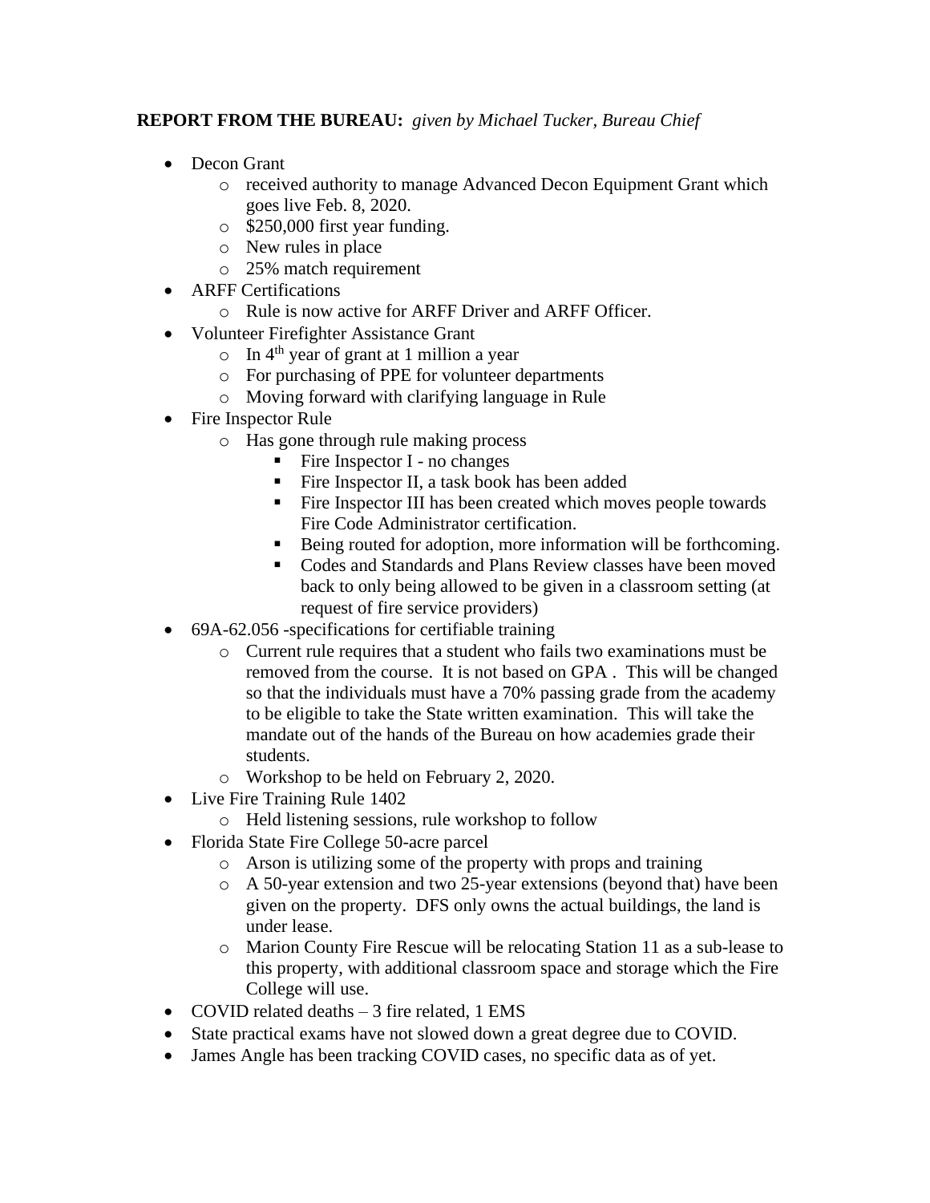**REPORT FROM THE BUREAU:** *given by Michael Tucker, Bureau Chief*

- Decon Grant
  - received authority to manage Advanced Decon Equipment Grant which goes live Feb. 8, 2020.
  - $250,000 first year funding.
  - New rules in place
  - 25% match requirement
- ARFF Certifications
  - Rule is now active for ARFF Driver and ARFF Officer.
- Volunteer Firefighter Assistance Grant
  - In 4th year of grant at 1 million a year
  - For purchasing of PPE for volunteer departments
  - Moving forward with clarifying language in Rule
- Fire Inspector Rule
  - Has gone through rule making process
    - Fire Inspector I - no changes
    - Fire Inspector II, a task book has been added
    - Fire Inspector III has been created which moves people towards Fire Code Administrator certification.
    - Being routed for adoption, more information will be forthcoming.
    - Codes and Standards and Plans Review classes have been moved back to only being allowed to be given in a classroom setting (at request of fire service providers)
- 69A-62.056 -specifications for certifiable training
  - Current rule requires that a student who fails two examinations must be removed from the course. It is not based on GPA . This will be changed so that the individuals must have a 70% passing grade from the academy to be eligible to take the State written examination. This will take the mandate out of the hands of the Bureau on how academies grade their students.
  - Workshop to be held on February 2, 2020.
- Live Fire Training Rule 1402
  - Held listening sessions, rule workshop to follow
- Florida State Fire College 50-acre parcel
  - Arson is utilizing some of the property with props and training
  - A 50-year extension and two 25-year extensions (beyond that) have been given on the property. DFS only owns the actual buildings, the land is under lease.
  - Marion County Fire Rescue will be relocating Station 11 as a sub-lease to this property, with additional classroom space and storage which the Fire College will use.
- COVID related deaths – 3 fire related, 1 EMS
- State practical exams have not slowed down a great degree due to COVID.
- James Angle has been tracking COVID cases, no specific data as of yet.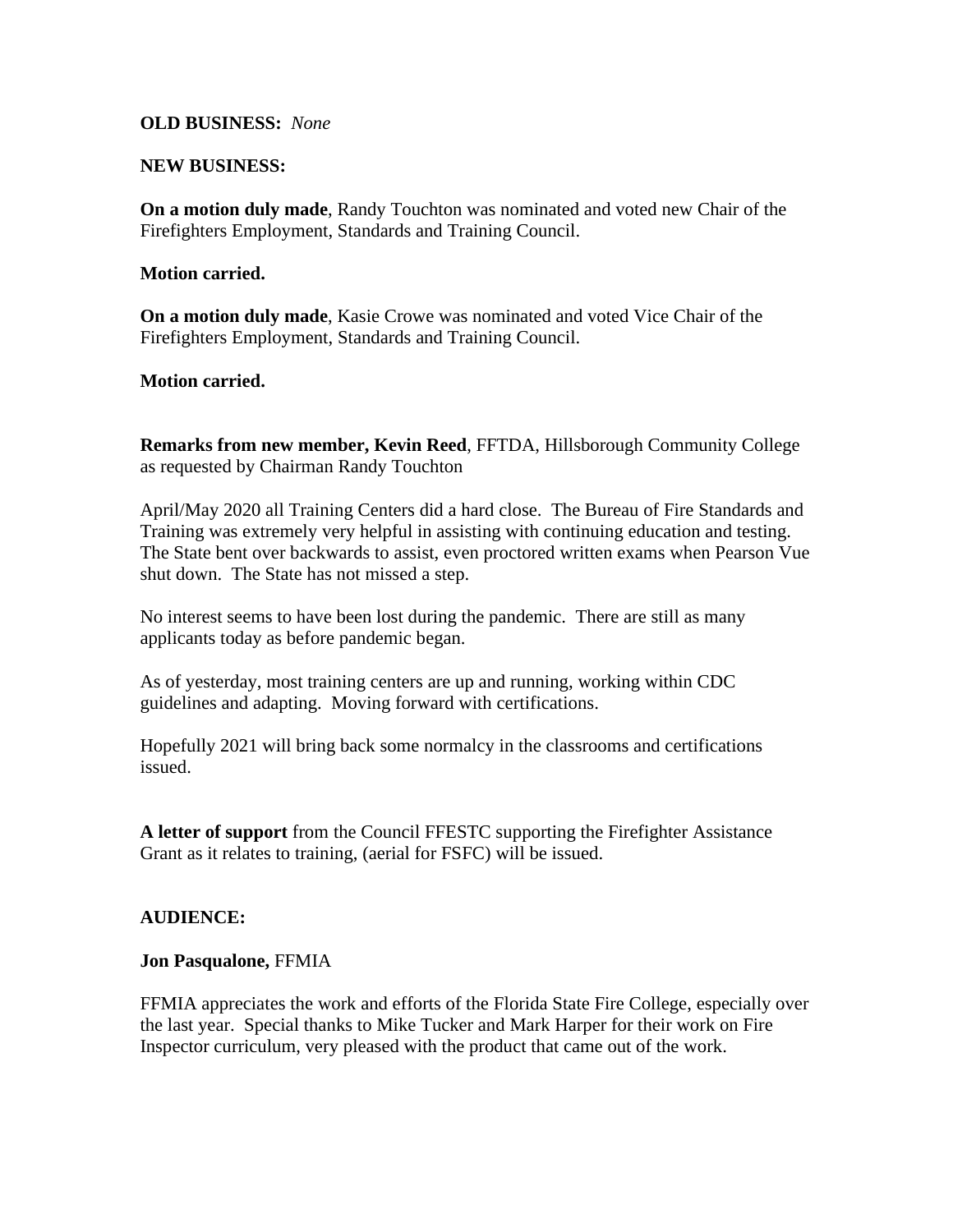**OLD BUSINESS:** *None*

**NEW BUSINESS:**

**On a motion duly made**, Randy Touchton was nominated and voted new Chair of the Firefighters Employment, Standards and Training Council.

**Motion carried.**

**On a motion duly made**, Kasie Crowe was nominated and voted Vice Chair of the Firefighters Employment, Standards and Training Council.

**Motion carried.**

**Remarks from new member, Kevin Reed**, FFTDA, Hillsborough Community College as requested by Chairman Randy Touchton

April/May 2020 all Training Centers did a hard close. The Bureau of Fire Standards and Training was extremely very helpful in assisting with continuing education and testing. The State bent over backwards to assist, even proctored written exams when Pearson Vue shut down. The State has not missed a step.

No interest seems to have been lost during the pandemic. There are still as many applicants today as before pandemic began.

As of yesterday, most training centers are up and running, working within CDC guidelines and adapting. Moving forward with certifications.

Hopefully 2021 will bring back some normalcy in the classrooms and certifications issued.

**A letter of support** from the Council FFESTC supporting the Firefighter Assistance Grant as it relates to training, (aerial for FSFC) will be issued.

**AUDIENCE:**

**Jon Pasqualone,** FFMIA

FFMIA appreciates the work and efforts of the Florida State Fire College, especially over the last year. Special thanks to Mike Tucker and Mark Harper for their work on Fire Inspector curriculum, very pleased with the product that came out of the work.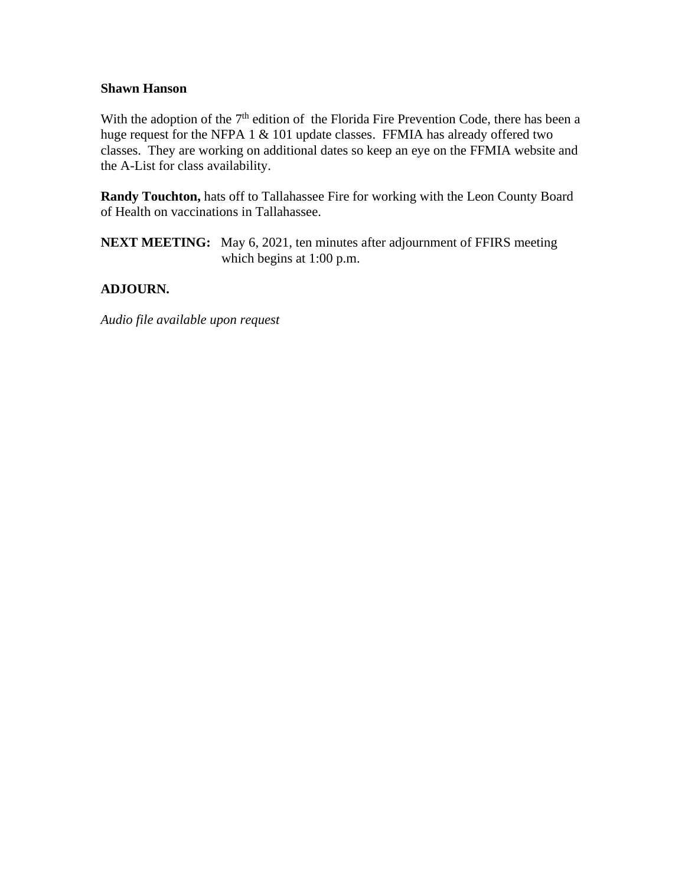**Shawn Hanson**

With the adoption of the 7th edition of the Florida Fire Prevention Code, there has been a huge request for the NFPA 1 & 101 update classes. FFMIA has already offered two classes. They are working on additional dates so keep an eye on the FFMIA website and the A-List for class availability.

**Randy Touchton,** hats off to Tallahassee Fire for working with the Leon County Board of Health on vaccinations in Tallahassee.

**NEXT MEETING:** May 6, 2021, ten minutes after adjournment of FFIRS meeting which begins at 1:00 p.m.

**ADJOURN.**

*Audio file available upon request*